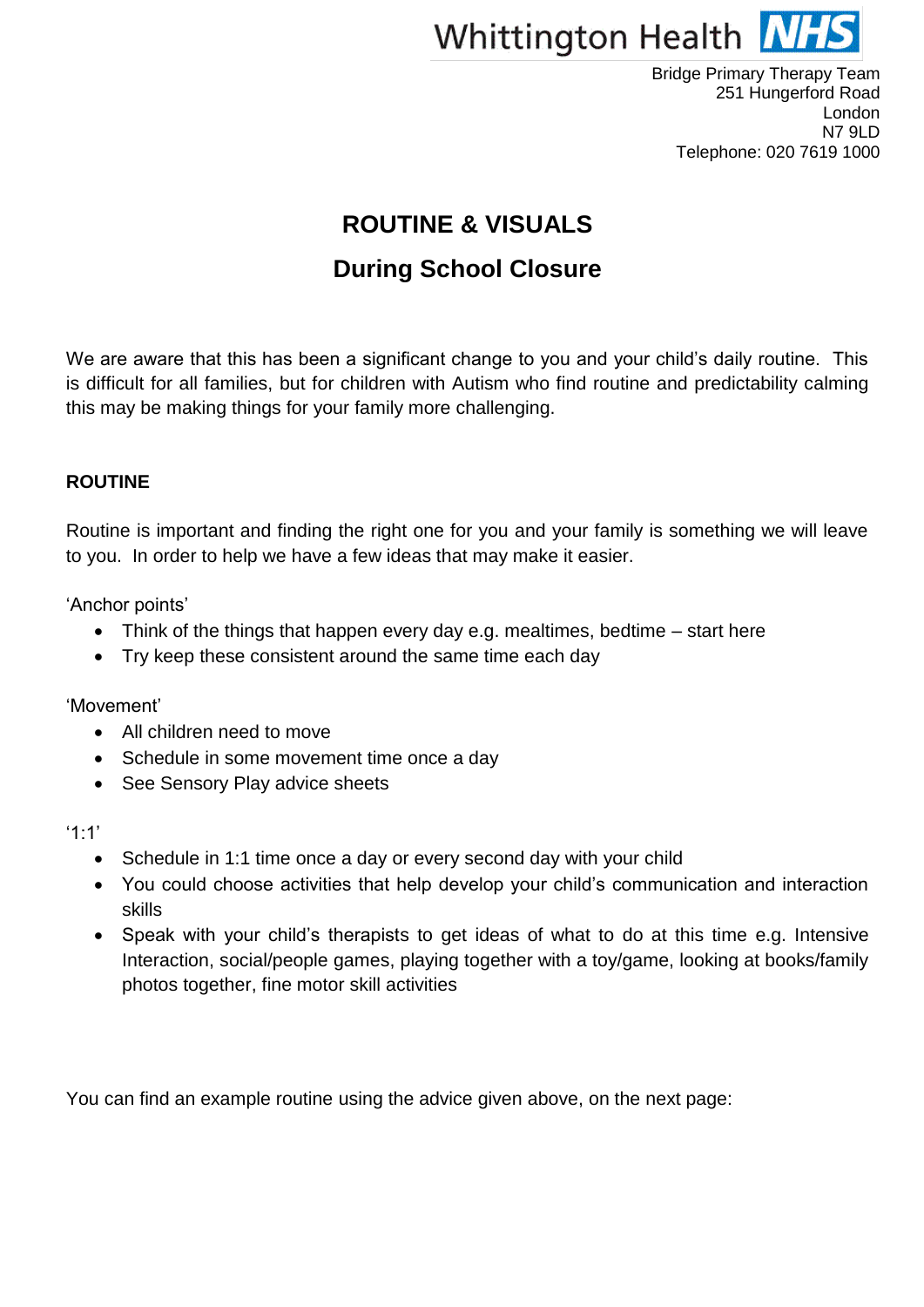Whittington Health NHS

Bridge Primary Therapy Team
251 Hungerford Road
London
N7 9LD
Telephone: 020 7619 1000

# ROUTINE & VISUALS

## During School Closure

We are aware that this has been a significant change to you and your child's daily routine. This is difficult for all families, but for children with Autism who find routine and predictability calming this may be making things for your family more challenging.

### ROUTINE

Routine is important and finding the right one for you and your family is something we will leave to you. In order to help we have a few ideas that may make it easier.

'Anchor points'

- Think of the things that happen every day e.g. mealtimes, bedtime – start here
- Try keep these consistent around the same time each day

'Movement'

- All children need to move
- Schedule in some movement time once a day
- See Sensory Play advice sheets

'1:1'

- Schedule in 1:1 time once a day or every second day with your child
- You could choose activities that help develop your child's communication and interaction skills
- Speak with your child's therapists to get ideas of what to do at this time e.g. Intensive Interaction, social/people games, playing together with a toy/game, looking at books/family photos together, fine motor skill activities

You can find an example routine using the advice given above, on the next page: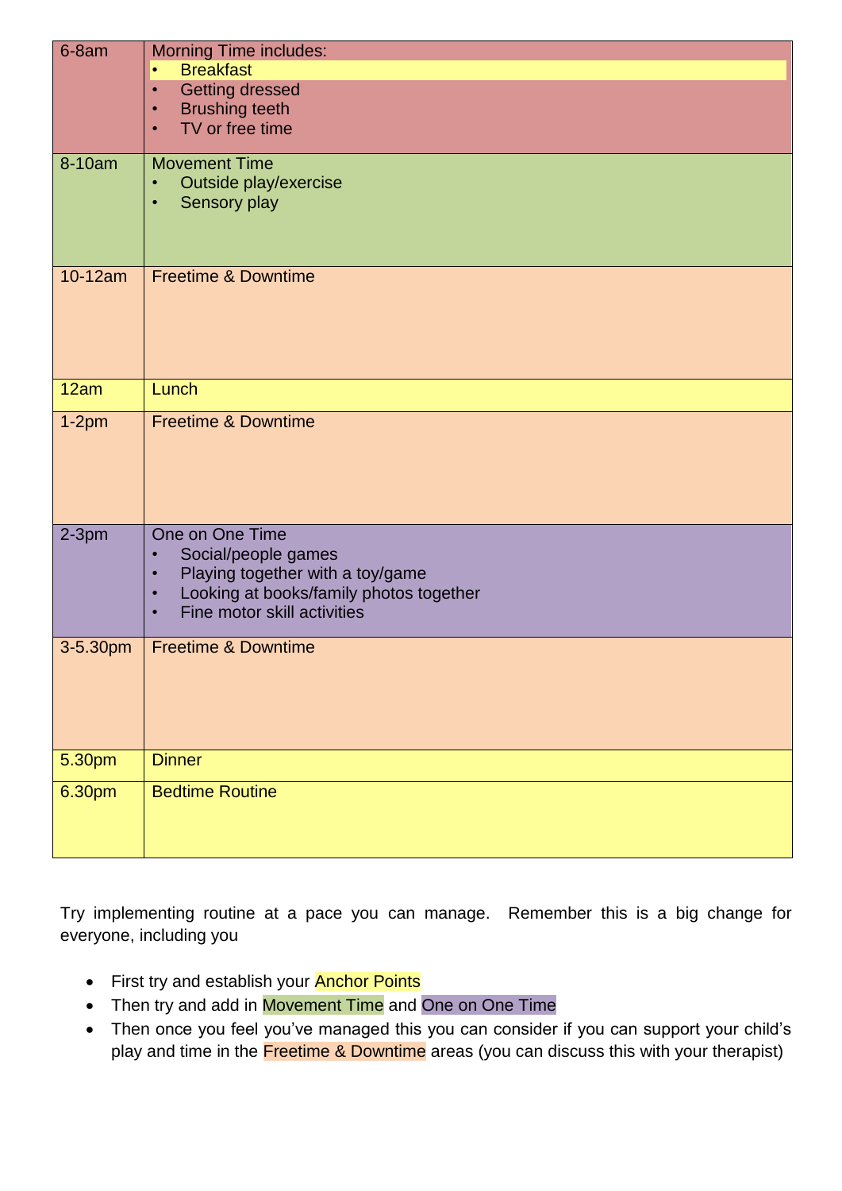| | |
|---|---|
| 6-8am | Morning Time includes:<br>• Breakfast<br>• Getting dressed<br>• Brushing teeth<br>• TV or free time |
| 8-10am | Movement Time<br>• Outside play/exercise<br>• Sensory play |
| 10-12am | Freetime & Downtime |
| 12am | Lunch |
| 1-2pm | Freetime & Downtime |
| 2-3pm | One on One Time<br>• Social/people games<br>• Playing together with a toy/game<br>• Looking at books/family photos together<br>• Fine motor skill activities |
| 3-5.30pm | Freetime & Downtime |
| 5.30pm | Dinner |
| 6.30pm | Bedtime Routine |

Try implementing routine at a pace you can manage. Remember this is a big change for everyone, including you

- First try and establish your Anchor Points
- Then try and add in Movement Time and One on One Time
- Then once you feel you've managed this you can consider if you can support your child's play and time in the Freetime & Downtime areas (you can discuss this with your therapist)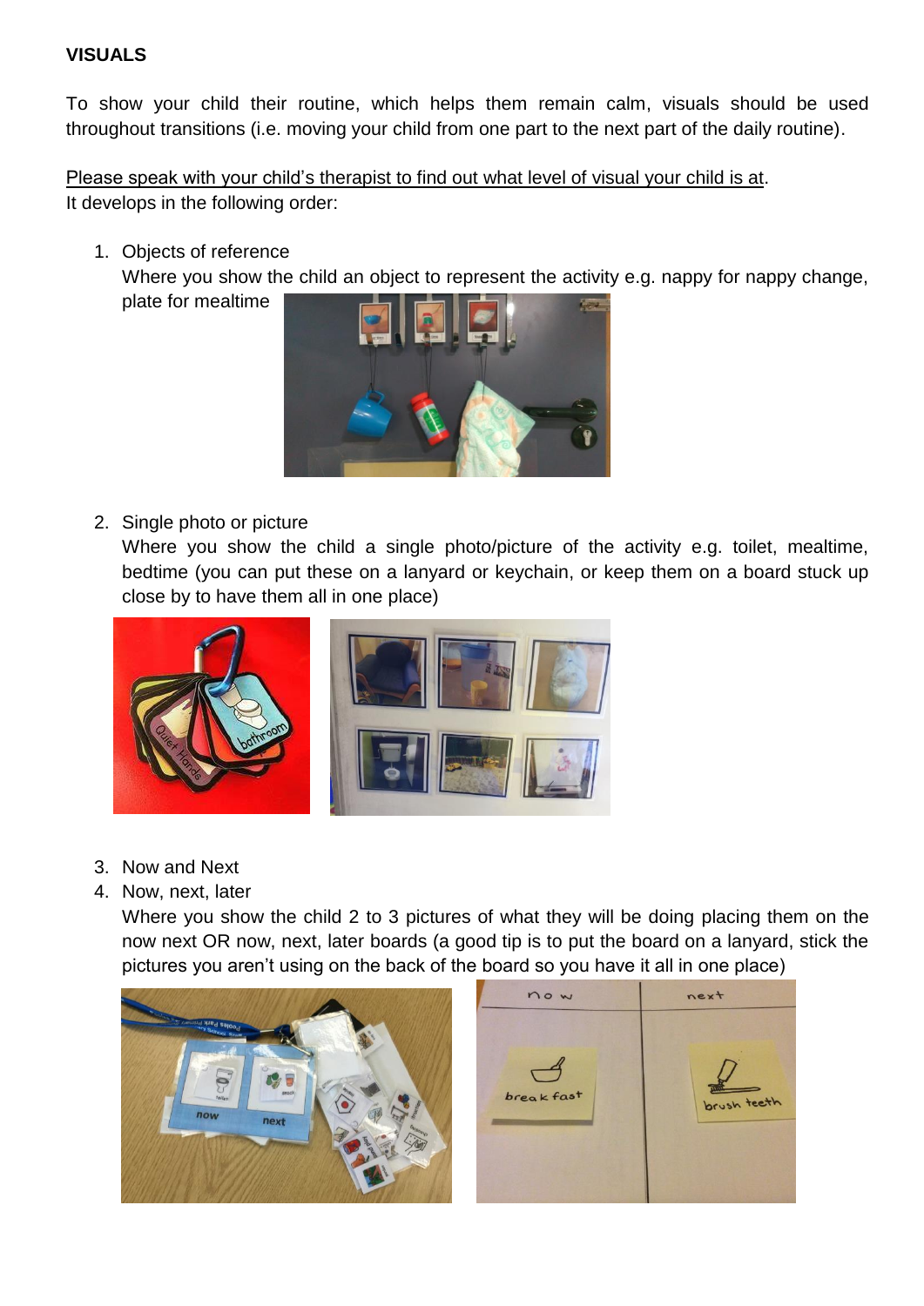**VISUALS**

To show your child their routine, which helps them remain calm, visuals should be used throughout transitions (i.e. moving your child from one part to the next part of the daily routine).

Please speak with your child's therapist to find out what level of visual your child is at.
It develops in the following order:

1. Objects of reference
   Where you show the child an object to represent the activity e.g. nappy for nappy change, plate for mealtime

2. Single photo or picture
   Where you show the child a single photo/picture of the activity e.g. toilet, mealtime, bedtime (you can put these on a lanyard or keychain, or keep them on a board stuck up close by to have them all in one place)

3. Now and Next
4. Now, next, later
   Where you show the child 2 to 3 pictures of what they will be doing placing them on the now next OR now, next, later boards (a good tip is to put the board on a lanyard, stick the pictures you aren't using on the back of the board so you have it all in one place)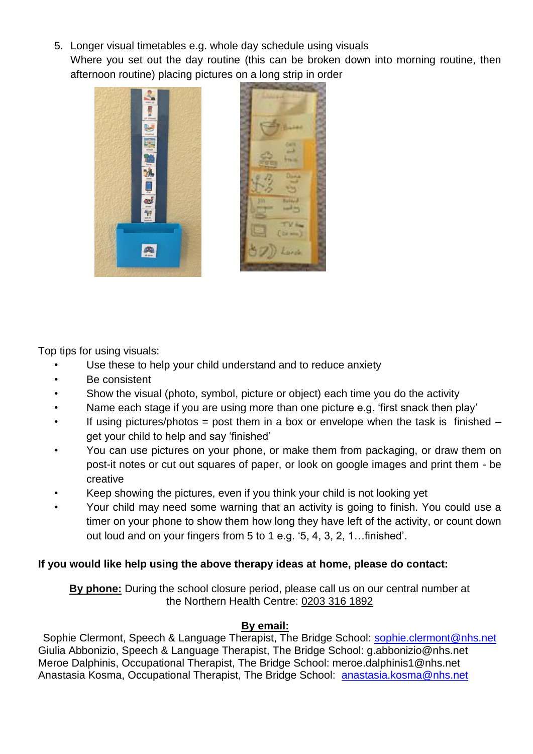5. Longer visual timetables e.g. whole day schedule using visuals
   Where you set out the day routine (this can be broken down into morning routine, then afternoon routine) placing pictures on a long strip in order

Top tips for using visuals:

- Use these to help your child understand and to reduce anxiety
- Be consistent
- Show the visual (photo, symbol, picture or object) each time you do the activity
- Name each stage if you are using more than one picture e.g. 'first snack then play'
- If using pictures/photos = post them in a box or envelope when the task is finished – get your child to help and say 'finished'
- You can use pictures on your phone, or make them from packaging, or draw them on post-it notes or cut out squares of paper, or look on google images and print them - be creative
- Keep showing the pictures, even if you think your child is not looking yet
- Your child may need some warning that an activity is going to finish. You could use a timer on your phone to show them how long they have left of the activity, or count down out loud and on your fingers from 5 to 1 e.g. '5, 4, 3, 2, 1…finished'.

**If you would like help using the above therapy ideas at home, please do contact:**

**By phone:** During the school closure period, please call us on our central number at the Northern Health Centre: 0203 316 1892

**By email:**

Sophie Clermont, Speech & Language Therapist, The Bridge School: sophie.clermont@nhs.net
Giulia Abbonizio, Speech & Language Therapist, The Bridge School: g.abbonizio@nhs.net
Meroe Dalphinis, Occupational Therapist, The Bridge School: meroe.dalphinis1@nhs.net
Anastasia Kosma, Occupational Therapist, The Bridge School: anastasia.kosma@nhs.net